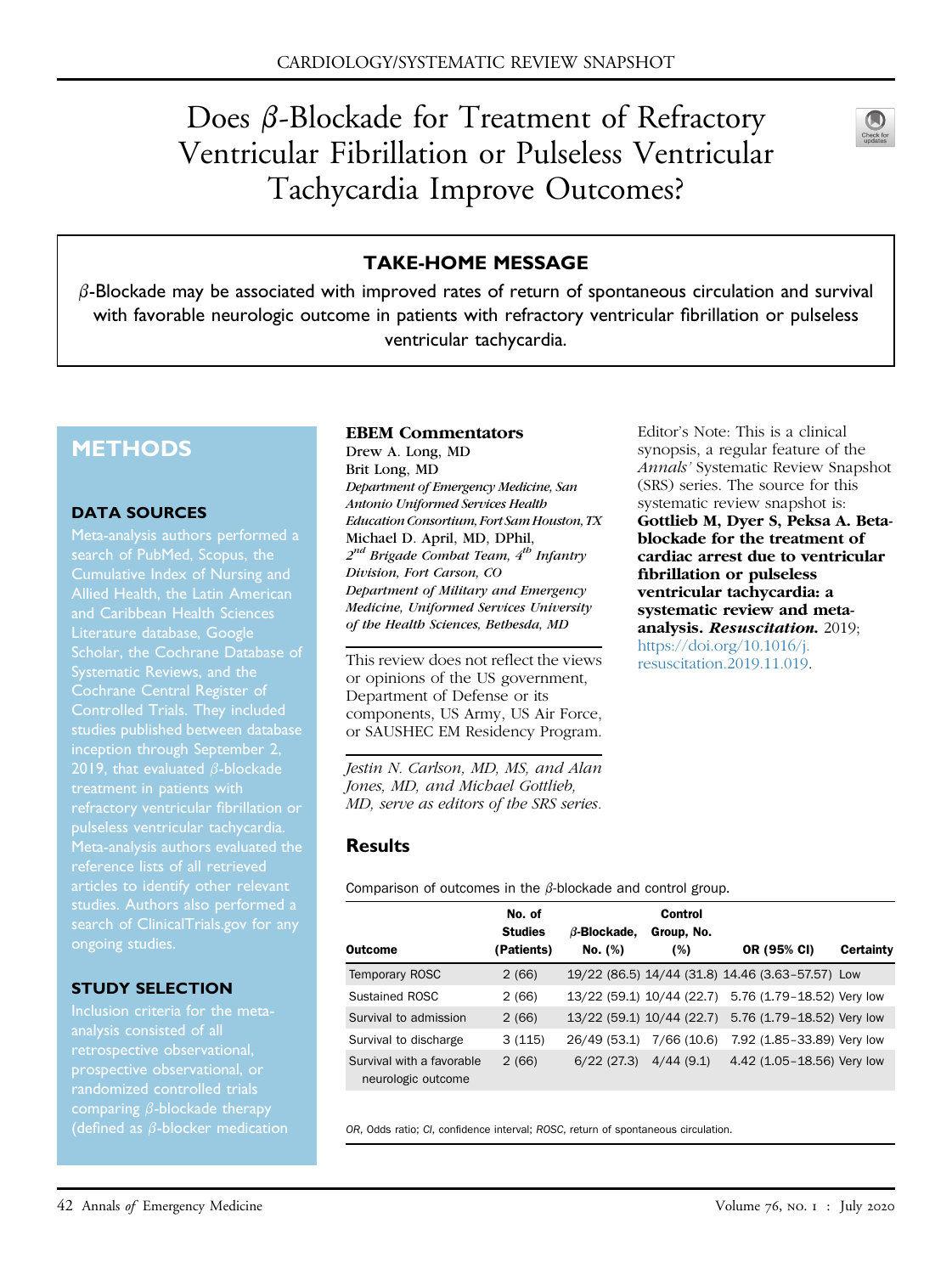CARDIOLOGY/SYSTEMATIC REVIEW SNAPSHOT

# Does $\beta$-Blockade for Treatment of Refractory Ventricular Fibrillation or Pulseless Ventricular Tachycardia Improve Outcomes?

## TAKE-HOME MESSAGE

$\beta$-Blockade may be associated with improved rates of return of spontaneous circulation and survival with favorable neurologic outcome in patients with refractory ventricular fibrillation or pulseless ventricular tachycardia.

## METHODS

### DATA SOURCES

Meta-analysis authors performed a search of PubMed, Scopus, the Cumulative Index of Nursing and Allied Health, the Latin American and Caribbean Health Sciences Literature database, Google Scholar, the Cochrane Database of Systematic Reviews, and the Cochrane Central Register of Controlled Trials. They included studies published between database inception through September 2, 2019, that evaluated $\beta$-blockade treatment in patients with refractory ventricular fibrillation or pulseless ventricular tachycardia. Meta-analysis authors evaluated the reference lists of all retrieved articles to identify other relevant studies. Authors also performed a search of ClinicalTrials.gov for any ongoing studies.

### STUDY SELECTION

Inclusion criteria for the meta-analysis consisted of all retrospective observational, prospective observational, or randomized controlled trials comparing $\beta$-blockade therapy (defined as $\beta$-blocker medication

**EBEM Commentators**

Drew A. Long, MD

Brit Long, MD

*Department of Emergency Medicine, San Antonio Uniformed Services Health Education Consortium, Fort Sam Houston, TX*

Michael D. April, MD, DPhil,

*2nd Brigade Combat Team, 4th Infantry Division, Fort Carson, CO*

*Department of Military and Emergency Medicine, Uniformed Services University of the Health Sciences, Bethesda, MD*

This review does not reflect the views or opinions of the US government, Department of Defense or its components, US Army, US Air Force, or SAUSHEC EM Residency Program.

*Jestin N. Carlson, MD, MS, and Alan Jones, MD, and Michael Gottlieb, MD, serve as editors of the SRS series.*

Editor's Note: This is a clinical synopsis, a regular feature of the *Annals'* Systematic Review Snapshot (SRS) series. The source for this systematic review snapshot is: **Gottlieb M, Dyer S, Peksa A. Beta-blockade for the treatment of cardiac arrest due to ventricular fibrillation or pulseless ventricular tachycardia: a systematic review and meta-analysis. *Resuscitation.* 2019;** https://doi.org/10.1016/j.resuscitation.2019.11.019.

### Results

Comparison of outcomes in the $\beta$-blockade and control group.

| Outcome | No. of Studies (Patients) | $\beta$-Blockade, No. (%) | Control Group, No. (%) | OR (95% CI) | Certainty |
|---|---|---|---|---|---|
| Temporary ROSC | 2 (66) | 19/22 (86.5) | 14/44 (31.8) | 14.46 (3.63–57.57) | Low |
| Sustained ROSC | 2 (66) | 13/22 (59.1) | 10/44 (22.7) | 5.76 (1.79–18.52) | Very low |
| Survival to admission | 2 (66) | 13/22 (59.1) | 10/44 (22.7) | 5.76 (1.79–18.52) | Very low |
| Survival to discharge | 3 (115) | 26/49 (53.1) | 7/66 (10.6) | 7.92 (1.85–33.89) | Very low |
| Survival with a favorable neurologic outcome | 2 (66) | 6/22 (27.3) | 4/44 (9.1) | 4.42 (1.05–18.56) | Very low |

*OR*, Odds ratio; *CI*, confidence interval; *ROSC*, return of spontaneous circulation.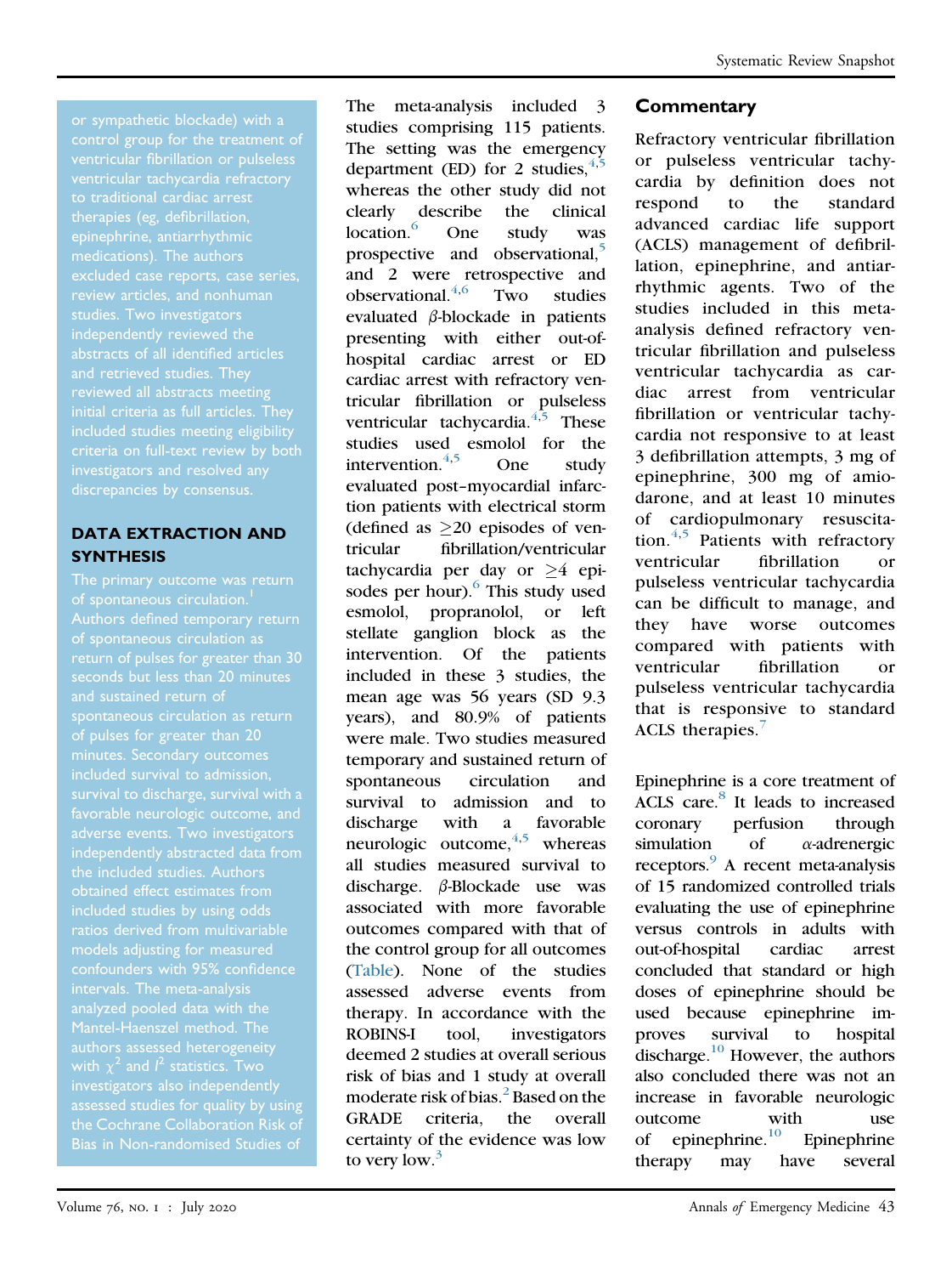or sympathetic blockade) with a control group for the treatment of ventricular fibrillation or pulseless ventricular tachycardia refractory to traditional cardiac arrest therapies (eg, defibrillation, epinephrine, antiarrhythmic medications). The authors excluded case reports, case series, review articles, and nonhuman studies. Two investigators independently reviewed the abstracts of all identified articles and retrieved studies. They reviewed all abstracts meeting initial criteria as full articles. They included studies meeting eligibility criteria on full-text review by both investigators and resolved any discrepancies by consensus.

## DATA EXTRACTION AND SYNTHESIS

The primary outcome was return of spontaneous circulation.[1] Authors defined temporary return of spontaneous circulation as return of pulses for greater than 30 seconds but less than 20 minutes and sustained return of spontaneous circulation as return of pulses for greater than 20 minutes. Secondary outcomes included survival to admission, survival to discharge, survival with a favorable neurologic outcome, and adverse events. Two investigators independently abstracted data from the included studies. Authors obtained effect estimates from included studies by using odds ratios derived from multivariable models adjusting for measured confounders with 95% confidence intervals. The meta-analysis analyzed pooled data with the Mantel-Haenszel method. The authors assessed heterogeneity with $\chi^2$ and $I^2$ statistics. Two investigators also independently assessed studies for quality by using the Cochrane Collaboration Risk of Bias in Non-randomised Studies of

The meta-analysis included 3 studies comprising 115 patients. The setting was the emergency department (ED) for 2 studies,[4,5] whereas the other study did not clearly describe the clinical location.[6] One study was prospective and observational,[5] and 2 were retrospective and observational.[4,6] Two studies evaluated β-blockade in patients presenting with either out-of-hospital cardiac arrest or ED cardiac arrest with refractory ventricular fibrillation or pulseless ventricular tachycardia.[4,5] These studies used esmolol for the intervention.[4,5] One study evaluated post–myocardial infarction patients with electrical storm (defined as ≥20 episodes of ventricular fibrillation/ventricular tachycardia per day or ≥4 episodes per hour).[6] This study used esmolol, propranolol, or left stellate ganglion block as the intervention. Of the patients included in these 3 studies, the mean age was 56 years (SD 9.3 years), and 80.9% of patients were male. Two studies measured temporary and sustained return of spontaneous circulation and survival to admission and to discharge with a favorable neurologic outcome,[4,5] whereas all studies measured survival to discharge. β-Blockade use was associated with more favorable outcomes compared with that of the control group for all outcomes (Table). None of the studies assessed adverse events from therapy. In accordance with the ROBINS-I tool, investigators deemed 2 studies at overall serious risk of bias and 1 study at overall moderate risk of bias.[2] Based on the GRADE criteria, the overall certainty of the evidence was low to very low.[3]

## Commentary

Refractory ventricular fibrillation or pulseless ventricular tachycardia by definition does not respond to the standard advanced cardiac life support (ACLS) management of defibrillation, epinephrine, and antiarrhythmic agents. Two of the studies included in this meta-analysis defined refractory ventricular fibrillation and pulseless ventricular tachycardia as cardiac arrest from ventricular fibrillation or ventricular tachycardia not responsive to at least 3 defibrillation attempts, 3 mg of epinephrine, 300 mg of amiodarone, and at least 10 minutes of cardiopulmonary resuscitation.[4,5] Patients with refractory ventricular fibrillation or pulseless ventricular tachycardia can be difficult to manage, and they have worse outcomes compared with patients with ventricular fibrillation or pulseless ventricular tachycardia that is responsive to standard ACLS therapies.[7]

Epinephrine is a core treatment of ACLS care.[8] It leads to increased coronary perfusion through simulation of α-adrenergic receptors.[9] A recent meta-analysis of 15 randomized controlled trials evaluating the use of epinephrine versus controls in adults with out-of-hospital cardiac arrest concluded that standard or high doses of epinephrine should be used because epinephrine improves survival to hospital discharge.[10] However, the authors also concluded there was not an increase in favorable neurologic outcome with use of epinephrine.[10] Epinephrine therapy may have several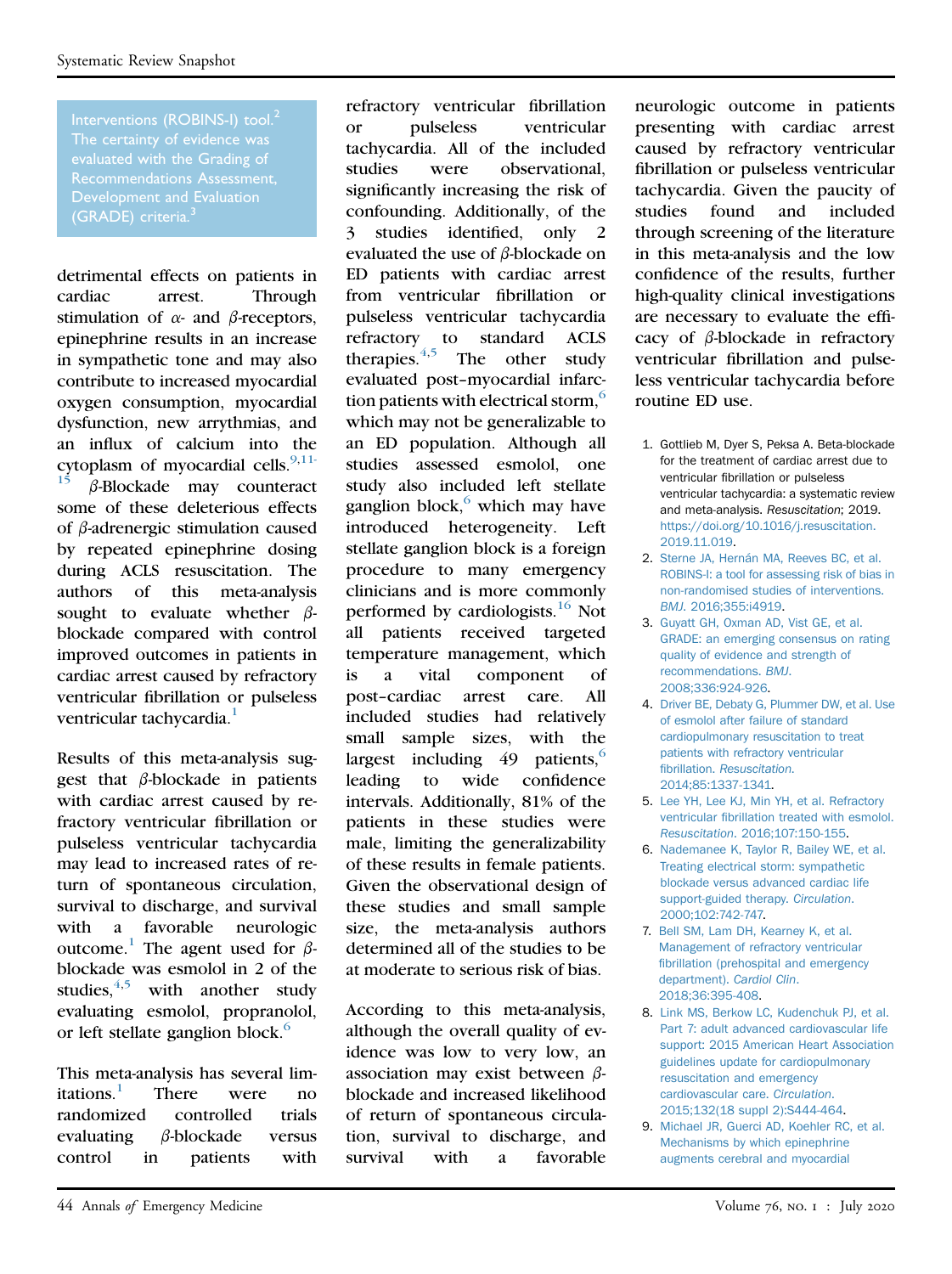Interventions (ROBINS-I) tool.[2] The certainty of evidence was evaluated with the Grading of Recommendations Assessment, Development and Evaluation (GRADE) criteria.[3]

detrimental effects on patients in cardiac arrest. Through stimulation of α- and β-receptors, epinephrine results in an increase in sympathetic tone and may also contribute to increased myocardial oxygen consumption, myocardial dysfunction, new arrythmias, and an influx of calcium into the cytoplasm of myocardial cells.[9,11-15] β-Blockade may counteract some of these deleterious effects of β-adrenergic stimulation caused by repeated epinephrine dosing during ACLS resuscitation. The authors of this meta-analysis sought to evaluate whether β-blockade compared with control improved outcomes in patients in cardiac arrest caused by refractory ventricular fibrillation or pulseless ventricular tachycardia.[1]

Results of this meta-analysis suggest that β-blockade in patients with cardiac arrest caused by refractory ventricular fibrillation or pulseless ventricular tachycardia may lead to increased rates of return of spontaneous circulation, survival to discharge, and survival with a favorable neurologic outcome.[1] The agent used for β-blockade was esmolol in 2 of the studies,[4,5] with another study evaluating esmolol, propranolol, or left stellate ganglion block.[6]

This meta-analysis has several limitations.[1] There were no randomized controlled trials evaluating β-blockade versus control in patients with refractory ventricular fibrillation or pulseless ventricular tachycardia. All of the included studies were observational, significantly increasing the risk of confounding. Additionally, of the 3 studies identified, only 2 evaluated the use of β-blockade on ED patients with cardiac arrest from ventricular fibrillation or pulseless ventricular tachycardia refractory to standard ACLS therapies.[4,5] The other study evaluated post–myocardial infarction patients with electrical storm,[6] which may not be generalizable to an ED population. Although all studies assessed esmolol, one study also included left stellate ganglion block,[6] which may have introduced heterogeneity. Left stellate ganglion block is a foreign procedure to many emergency clinicians and is more commonly performed by cardiologists.[16] Not all patients received targeted temperature management, which is a vital component of post–cardiac arrest care. All included studies had relatively small sample sizes, with the largest including 49 patients,[6] leading to wide confidence intervals. Additionally, 81% of the patients in these studies were male, limiting the generalizability of these results in female patients. Given the observational design of these studies and small sample size, the meta-analysis authors determined all of the studies to be at moderate to serious risk of bias.

According to this meta-analysis, although the overall quality of evidence was low to very low, an association may exist between β-blockade and increased likelihood of return of spontaneous circulation, survival to discharge, and survival with a favorable neurologic outcome in patients presenting with cardiac arrest caused by refractory ventricular fibrillation or pulseless ventricular tachycardia. Given the paucity of studies found and included through screening of the literature in this meta-analysis and the low confidence of the results, further high-quality clinical investigations are necessary to evaluate the efficacy of β-blockade in refractory ventricular fibrillation and pulseless ventricular tachycardia before routine ED use.

1. Gottlieb M, Dyer S, Peksa A. Beta-blockade for the treatment of cardiac arrest due to ventricular fibrillation or pulseless ventricular tachycardia: a systematic review and meta-analysis. *Resuscitation*; 2019. https://doi.org/10.1016/j.resuscitation.2019.11.019.
2. Sterne JA, Hernán MA, Reeves BC, et al. ROBINS-I: a tool for assessing risk of bias in non-randomised studies of interventions. *BMJ*. 2016;355:i4919.
3. Guyatt GH, Oxman AD, Vist GE, et al. GRADE: an emerging consensus on rating quality of evidence and strength of recommendations. *BMJ*. 2008;336:924-926.
4. Driver BE, Debaty G, Plummer DW, et al. Use of esmolol after failure of standard cardiopulmonary resuscitation to treat patients with refractory ventricular fibrillation. *Resuscitation*. 2014;85:1337-1341.
5. Lee YH, Lee KJ, Min YH, et al. Refractory ventricular fibrillation treated with esmolol. *Resuscitation*. 2016;107:150-155.
6. Nademanee K, Taylor R, Bailey WE, et al. Treating electrical storm: sympathetic blockade versus advanced cardiac life support-guided therapy. *Circulation*. 2000;102:742-747.
7. Bell SM, Lam DH, Kearney K, et al. Management of refractory ventricular fibrillation (prehospital and emergency department). *Cardiol Clin*. 2018;36:395-408.
8. Link MS, Berkow LC, Kudenchuk PJ, et al. Part 7: adult advanced cardiovascular life support: 2015 American Heart Association guidelines update for cardiopulmonary resuscitation and emergency cardiovascular care. *Circulation*. 2015;132(18 suppl 2):S444-464.
9. Michael JR, Guerci AD, Koehler RC, et al. Mechanisms by which epinephrine augments cerebral and myocardial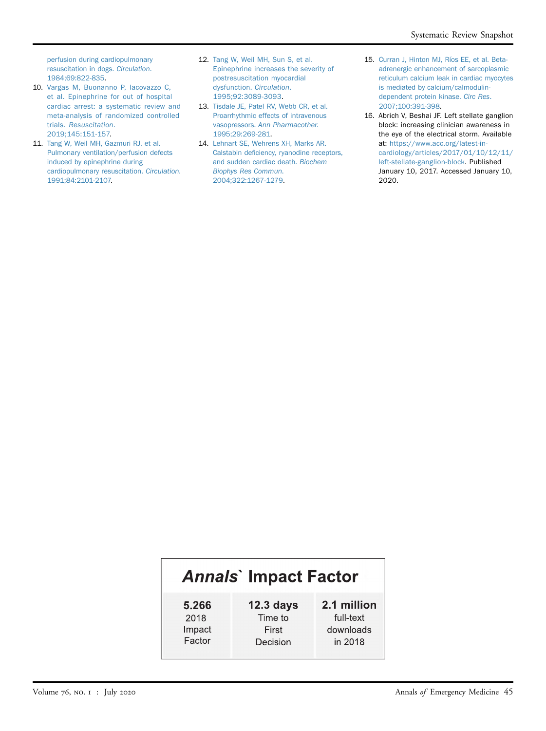perfusion during cardiopulmonary resuscitation in dogs. *Circulation*. 1984;69:822-835.

10. Vargas M, Buonanno P, Iacovazzo C, et al. Epinephrine for out of hospital cardiac arrest: a systematic review and meta-analysis of randomized controlled trials. *Resuscitation*. 2019;145:151-157.
11. Tang W, Weil MH, Gazmuri RJ, et al. Pulmonary ventilation/perfusion defects induced by epinephrine during cardiopulmonary resuscitation. *Circulation*. 1991;84:2101-2107.
12. Tang W, Weil MH, Sun S, et al. Epinephrine increases the severity of postresuscitation myocardial dysfunction. *Circulation*. 1995;92:3089-3093.
13. Tisdale JE, Patel RV, Webb CR, et al. Proarrhythmic effects of intravenous vasopressors. *Ann Pharmacother*. 1995;29:269-281.
14. Lehnart SE, Wehrens XH, Marks AR. Calstabin deficiency, ryanodine receptors, and sudden cardiac death. *Biochem Biophys Res Commun*. 2004;322:1267-1279.
15. Curran J, Hinton MJ, Ríos EE, et al. Beta-adrenergic enhancement of sarcoplasmic reticulum calcium leak in cardiac myocytes is mediated by calcium/calmodulin-dependent protein kinase. *Circ Res*. 2007;100:391-398.
16. Abrich V, Beshai JF. Left stellate ganglion block: increasing clinician awareness in the eye of the electrical storm. Available at: https://www.acc.org/latest-in-cardiology/articles/2017/01/10/12/11/left-stellate-ganglion-block. Published January 10, 2017. Accessed January 10, 2020.

## *Annals*` Impact Factor

| | | |
|---|---|---|
| **5.266** 2018 Impact Factor | **12.3 days** Time to First Decision | **2.1 million** full-text downloads in 2018 |